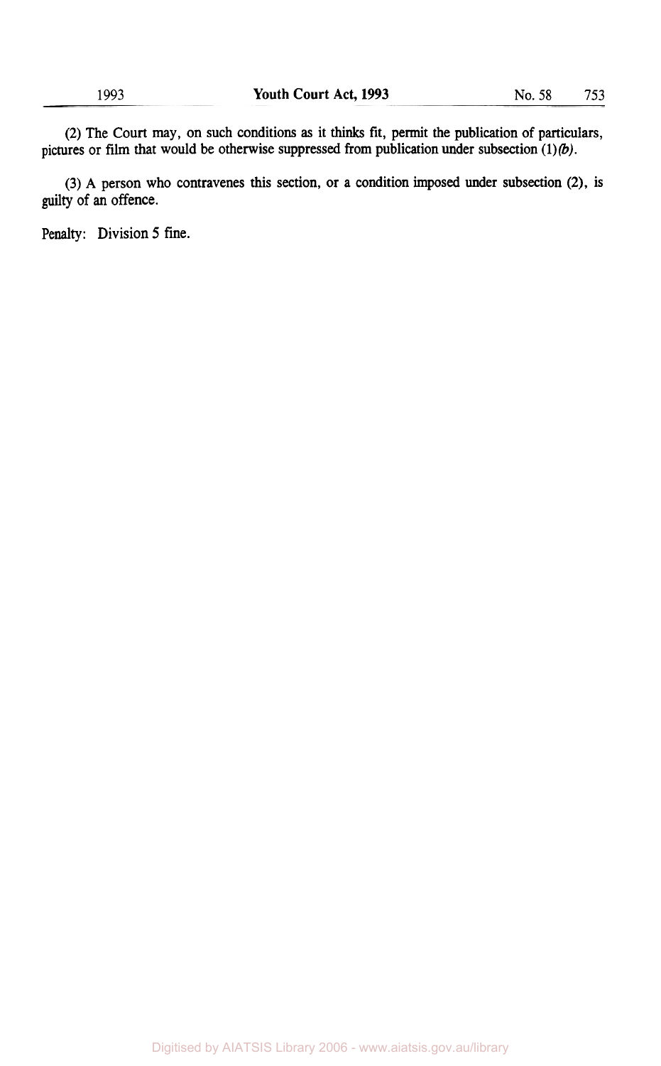(2) The Court may, on such conditions as it thinks fit, permit the publication of particulars, pictures or film that would be otherwise suppressed from publication under subsection (1)*(b)*.

(3) A person who contravenes this section, or a condition imposed under subsection (2), is guilty of an offence.

Penalty: Division 5 fine.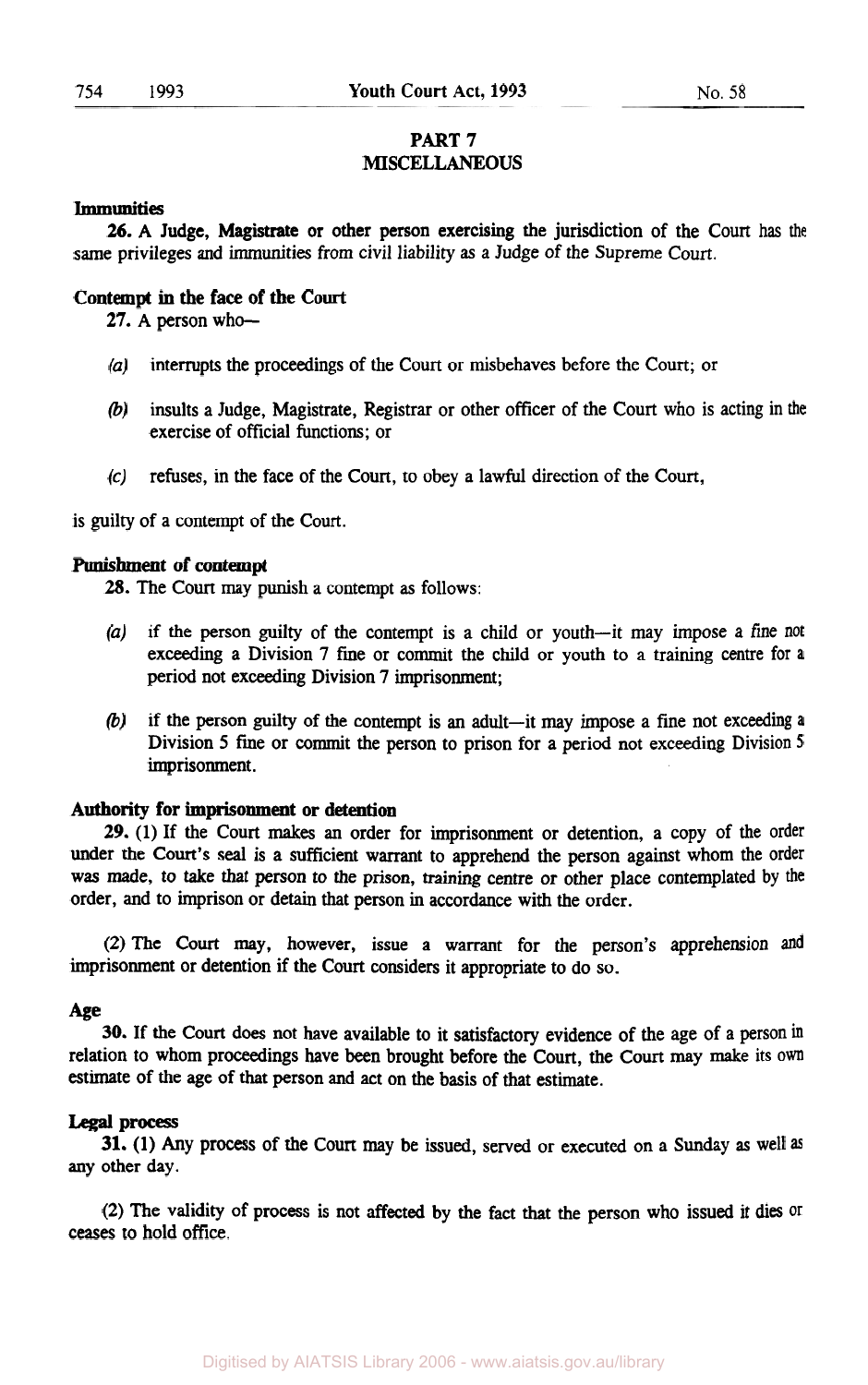## PART 7
## MISCELLANEOUS

**Immunities**

**26.** A Judge, Magistrate or other person exercising the jurisdiction of the Court has the same privileges and immunities from civil liability as a Judge of the Supreme Court.

**Contempt in the face of the Court**

**27.** A person who—

*(a)* interrupts the proceedings of the Court or misbehaves before the Court; or

*(b)* insults a Judge, Magistrate, Registrar or other officer of the Court who is acting in the exercise of official functions; or

*(c)* refuses, in the face of the Court, to obey a lawful direction of the Court,

is guilty of a contempt of the Court.

**Punishment of contempt**

**28.** The Court may punish a contempt as follows:

*(a)* if the person guilty of the contempt is a child or youth—it may impose a fine not exceeding a Division 7 fine or commit the child or youth to a training centre for a period not exceeding Division 7 imprisonment;

*(b)* if the person guilty of the contempt is an adult—it may impose a fine not exceeding a Division 5 fine or commit the person to prison for a period not exceeding Division 5 imprisonment.

**Authority for imprisonment or detention**

**29.** (1) If the Court makes an order for imprisonment or detention, a copy of the order under the Court's seal is a sufficient warrant to apprehend the person against whom the order was made, to take that person to the prison, training centre or other place contemplated by the order, and to imprison or detain that person in accordance with the order.

(2) The Court may, however, issue a warrant for the person's apprehension and imprisonment or detention if the Court considers it appropriate to do so.

**Age**

**30.** If the Court does not have available to it satisfactory evidence of the age of a person in relation to whom proceedings have been brought before the Court, the Court may make its own estimate of the age of that person and act on the basis of that estimate.

**Legal process**

**31.** (1) Any process of the Court may be issued, served or executed on a Sunday as well as any other day.

(2) The validity of process is not affected by the fact that the person who issued it dies or ceases to hold office.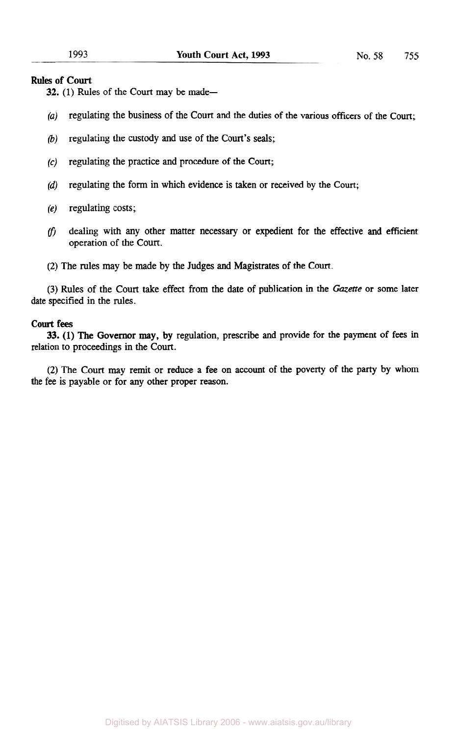**Rules of Court**

**32.** (1) Rules of the Court may be made—

*(a)* regulating the business of the Court and the duties of the various officers of the Court;

*(b)* regulating the custody and use of the Court's seals;

*(c)* regulating the practice and procedure of the Court;

*(d)* regulating the form in which evidence is taken or received by the Court;

*(e)* regulating costs;

*(f)* dealing with any other matter necessary or expedient for the effective and efficient operation of the Court.

(2) The rules may be made by the Judges and Magistrates of the Court.

(3) Rules of the Court take effect from the date of publication in the *Gazette* or some later date specified in the rules.

**Court fees**

**33.** (1) The Governor may, by regulation, prescribe and provide for the payment of fees in relation to proceedings in the Court.

(2) The Court may remit or reduce a fee on account of the poverty of the party by whom the fee is payable or for any other proper reason.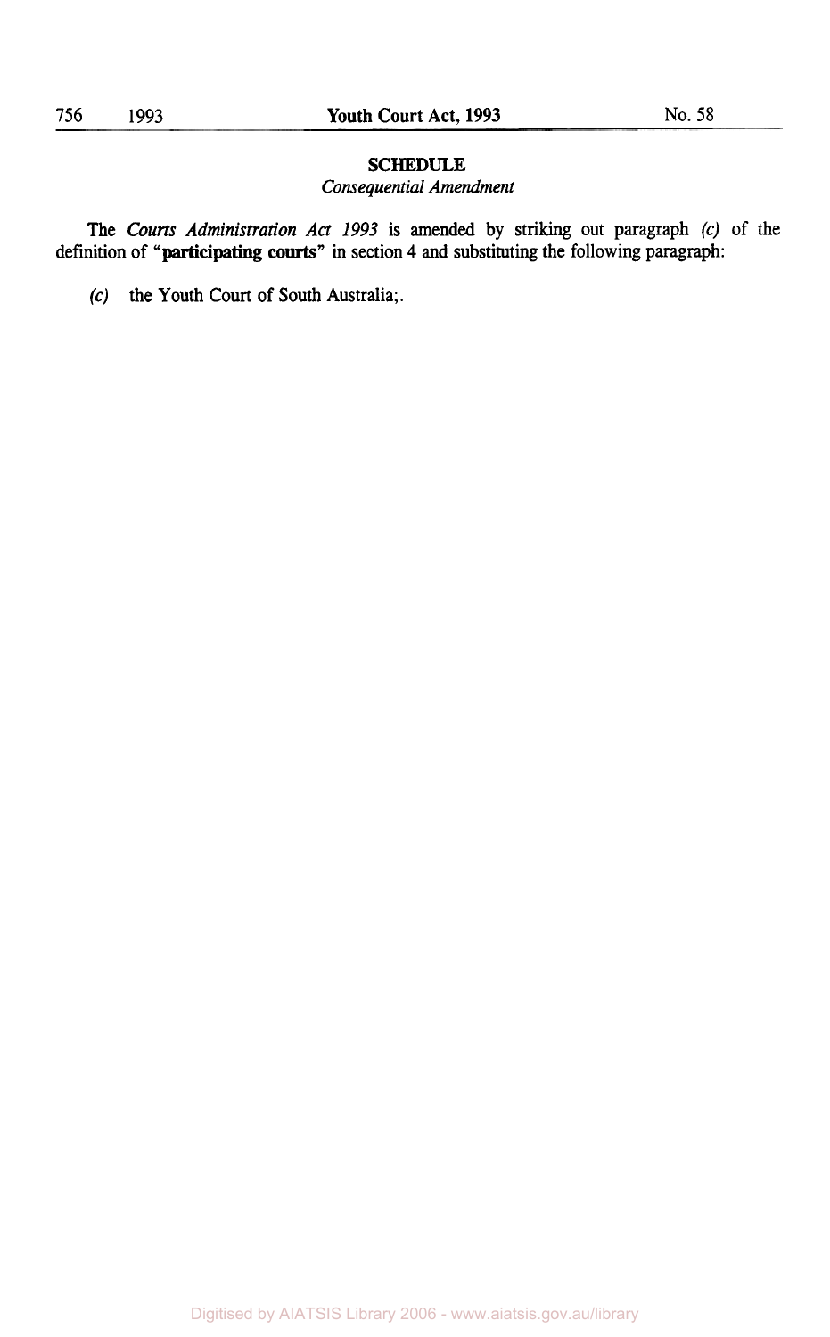## SCHEDULE

*Consequential Amendment*

The *Courts Administration Act 1993* is amended by striking out paragraph *(c)* of the definition of "**participating courts**" in section 4 and substituting the following paragraph:

*(c)* the Youth Court of South Australia;.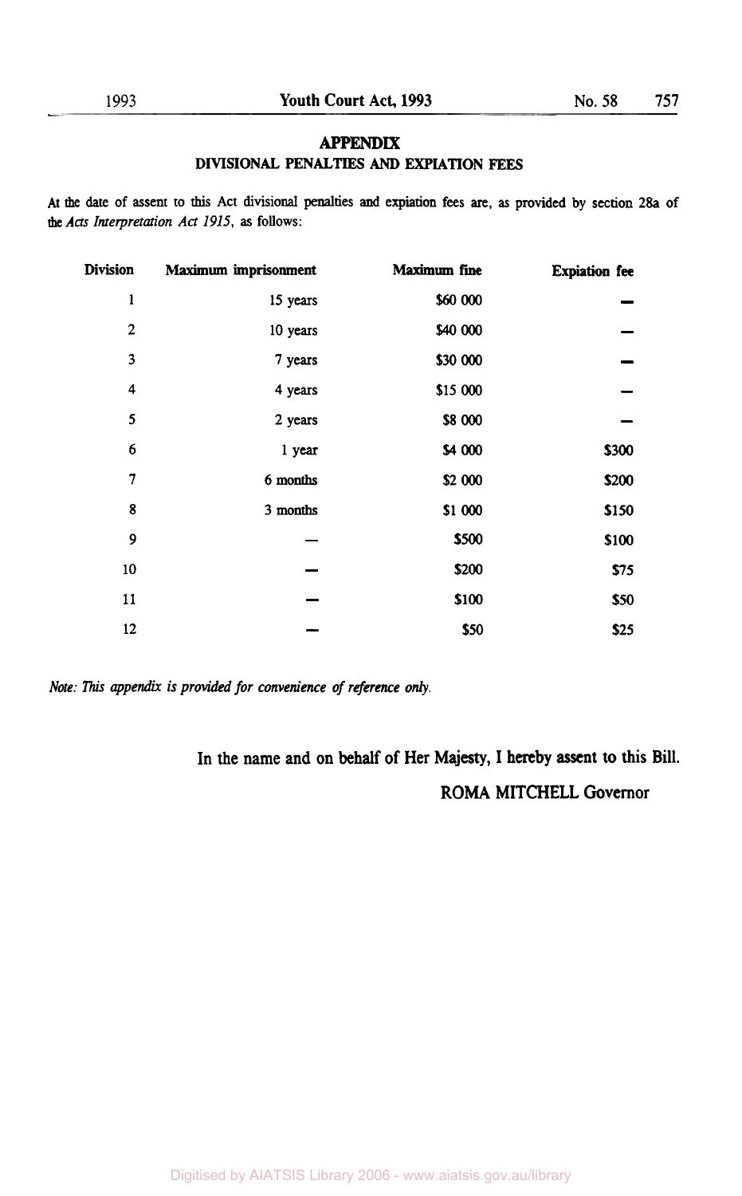## APPENDIX

### DIVISIONAL PENALTIES AND EXPIATION FEES

At the date of assent to this Act divisional penalties and expiation fees are, as provided by section 28a of the *Acts Interpretation Act 1915*, as follows:

| Division | Maximum imprisonment | Maximum fine | Expiation fee |
|---|---|---|---|
| 1 | 15 years | $60 000 | — |
| 2 | 10 years | $40 000 | — |
| 3 | 7 years | $30 000 | — |
| 4 | 4 years | $15 000 | — |
| 5 | 2 years | $8 000 | — |
| 6 | 1 year | $4 000 | $300 |
| 7 | 6 months | $2 000 | $200 |
| 8 | 3 months | $1 000 | $150 |
| 9 | — | $500 | $100 |
| 10 | — | $200 | $75 |
| 11 | — | $100 | $50 |
| 12 | — | $50 | $25 |

*Note: This appendix is provided for convenience of reference only.*

In the name and on behalf of Her Majesty, I hereby assent to this Bill.

ROMA MITCHELL Governor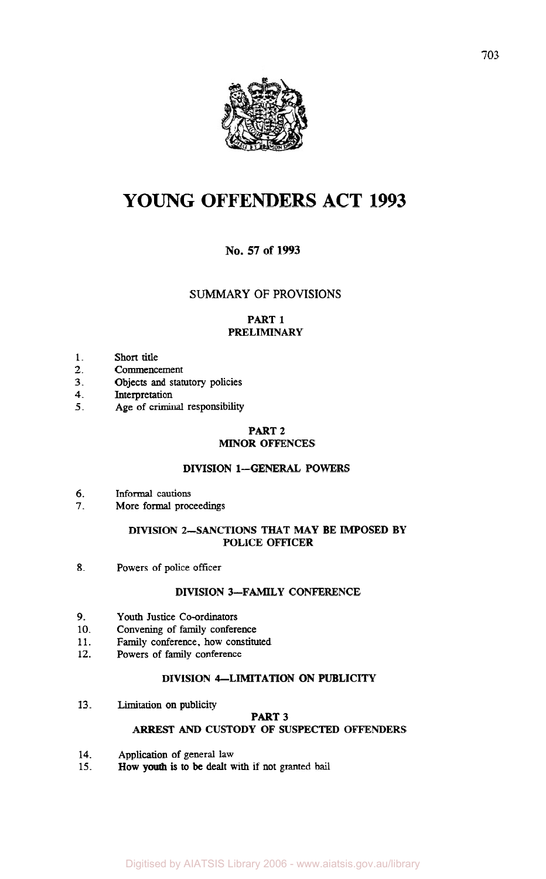# YOUNG OFFENDERS ACT 1993

**No. 57 of 1993**

SUMMARY OF PROVISIONS

**PART 1**
**PRELIMINARY**

1. Short title
2. Commencement
3. Objects and statutory policies
4. Interpretation
5. Age of criminal responsibility

**PART 2**
**MINOR OFFENCES**

**DIVISION 1—GENERAL POWERS**

6. Informal cautions
7. More formal proceedings

**DIVISION 2—SANCTIONS THAT MAY BE IMPOSED BY POLICE OFFICER**

8. Powers of police officer

**DIVISION 3—FAMILY CONFERENCE**

9. Youth Justice Co-ordinators
10. Convening of family conference
11. Family conference, how constituted
12. Powers of family conference

**DIVISION 4—LIMITATION ON PUBLICITY**

13. Limitation on publicity

**PART 3**
**ARREST AND CUSTODY OF SUSPECTED OFFENDERS**

14. Application of general law
15. How youth is to be dealt with if not granted bail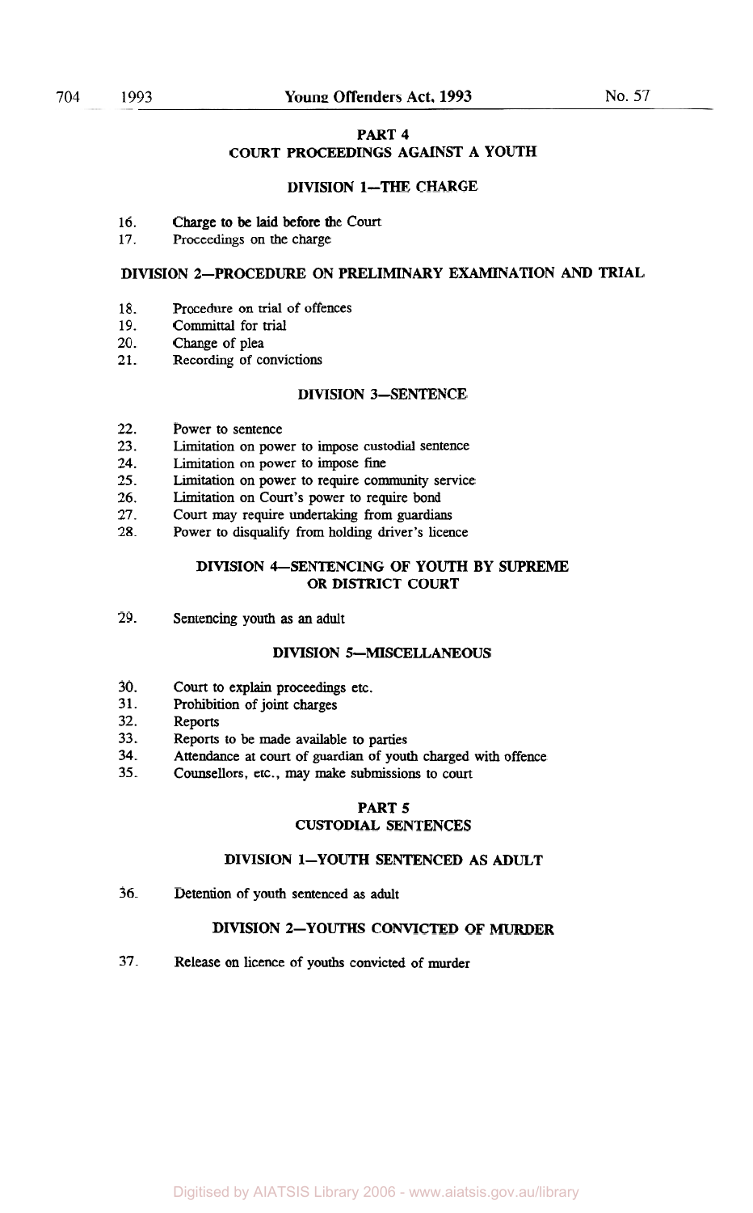## PART 4
## COURT PROCEEDINGS AGAINST A YOUTH

### DIVISION 1—THE CHARGE

16. Charge to be laid before the Court
17. Proceedings on the charge

### DIVISION 2—PROCEDURE ON PRELIMINARY EXAMINATION AND TRIAL

18. Procedure on trial of offences
19. Committal for trial
20. Change of plea
21. Recording of convictions

### DIVISION 3—SENTENCE

22. Power to sentence
23. Limitation on power to impose custodial sentence
24. Limitation on power to impose fine
25. Limitation on power to require community service
26. Limitation on Court's power to require bond
27. Court may require undertaking from guardians
28. Power to disqualify from holding driver's licence

### DIVISION 4—SENTENCING OF YOUTH BY SUPREME OR DISTRICT COURT

29. Sentencing youth as an adult

### DIVISION 5—MISCELLANEOUS

30. Court to explain proceedings etc.
31. Prohibition of joint charges
32. Reports
33. Reports to be made available to parties
34. Attendance at court of guardian of youth charged with offence
35. Counsellors, etc., may make submissions to court

## PART 5
## CUSTODIAL SENTENCES

### DIVISION 1—YOUTH SENTENCED AS ADULT

36. Detention of youth sentenced as adult

### DIVISION 2—YOUTHS CONVICTED OF MURDER

37. Release on licence of youths convicted of murder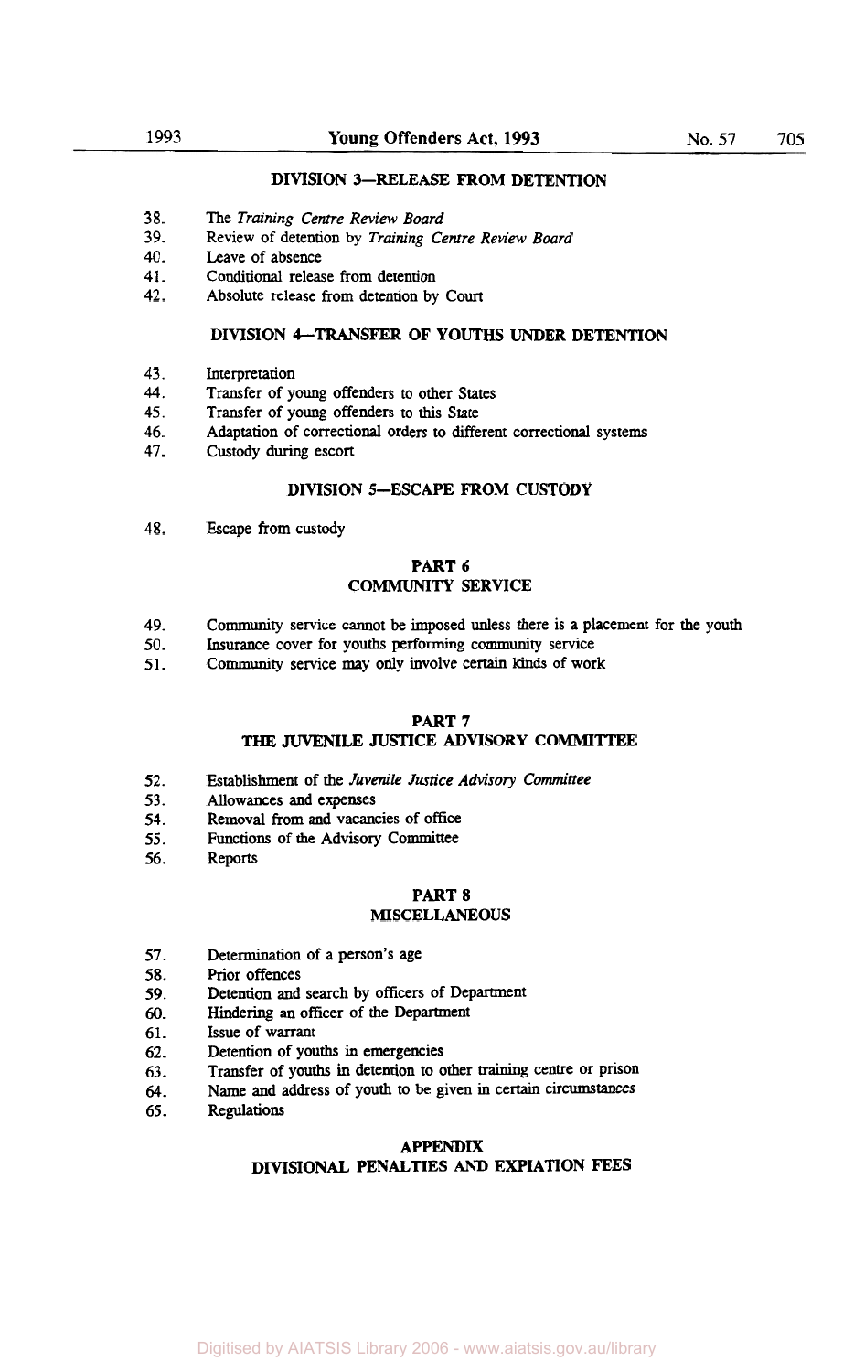### DIVISION 3—RELEASE FROM DETENTION

38. The *Training Centre Review Board*
39. Review of detention by *Training Centre Review Board*
40. Leave of absence
41. Conditional release from detention
42. Absolute release from detention by Court

### DIVISION 4—TRANSFER OF YOUTHS UNDER DETENTION

43. Interpretation
44. Transfer of young offenders to other States
45. Transfer of young offenders to this State
46. Adaptation of correctional orders to different correctional systems
47. Custody during escort

### DIVISION 5—ESCAPE FROM CUSTODY

48. Escape from custody

## PART 6
## COMMUNITY SERVICE

49. Community service cannot be imposed unless there is a placement for the youth
50. Insurance cover for youths performing community service
51. Community service may only involve certain kinds of work

## PART 7
## THE JUVENILE JUSTICE ADVISORY COMMITTEE

52. Establishment of the *Juvenile Justice Advisory Committee*
53. Allowances and expenses
54. Removal from and vacancies of office
55. Functions of the Advisory Committee
56. Reports

## PART 8
## MISCELLANEOUS

57. Determination of a person's age
58. Prior offences
59. Detention and search by officers of Department
60. Hindering an officer of the Department
61. Issue of warrant
62. Detention of youths in emergencies
63. Transfer of youths in detention to other training centre or prison
64. Name and address of youth to be given in certain circumstances
65. Regulations

## APPENDIX
## DIVISIONAL PENALTIES AND EXPIATION FEES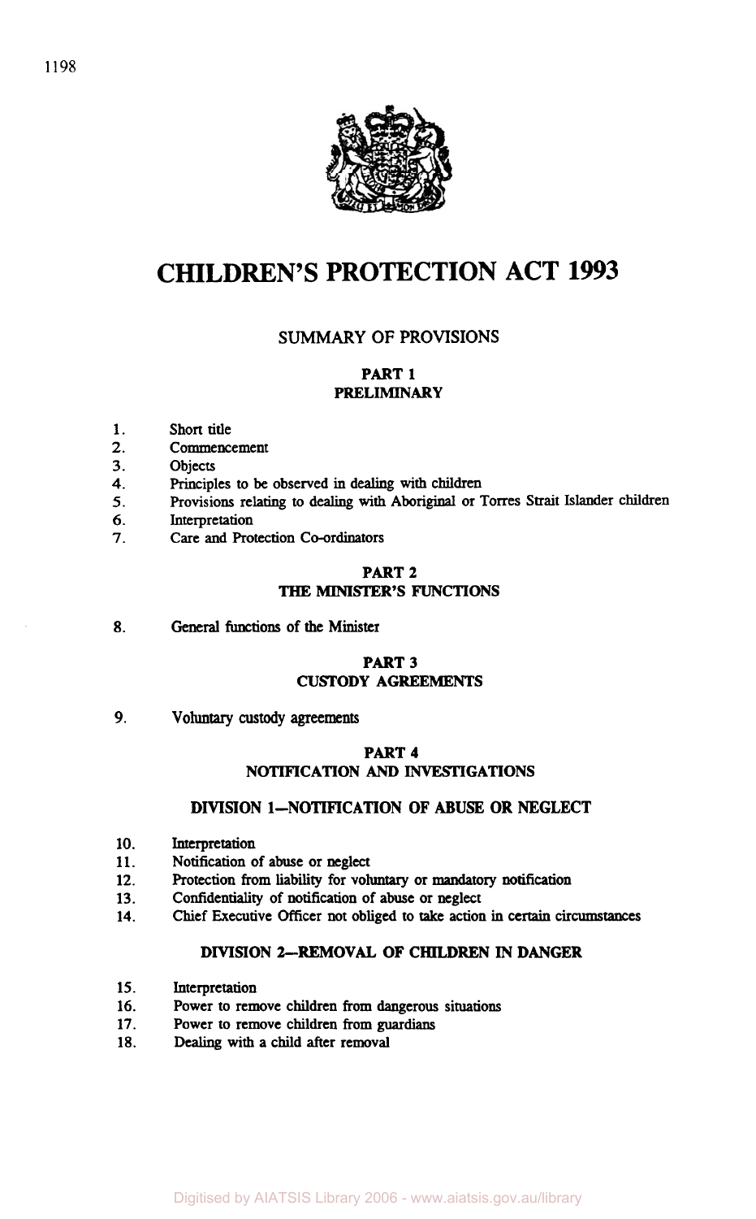# CHILDREN'S PROTECTION ACT 1993

## SUMMARY OF PROVISIONS

### PART 1
### PRELIMINARY

1. Short title
2. Commencement
3. Objects
4. Principles to be observed in dealing with children
5. Provisions relating to dealing with Aboriginal or Torres Strait Islander children
6. Interpretation
7. Care and Protection Co-ordinators

### PART 2
### THE MINISTER'S FUNCTIONS

8. General functions of the Minister

### PART 3
### CUSTODY AGREEMENTS

9. Voluntary custody agreements

### PART 4
### NOTIFICATION AND INVESTIGATIONS

#### DIVISION 1—NOTIFICATION OF ABUSE OR NEGLECT

10. Interpretation
11. Notification of abuse or neglect
12. Protection from liability for voluntary or mandatory notification
13. Confidentiality of notification of abuse or neglect
14. Chief Executive Officer not obliged to take action in certain circumstances

#### DIVISION 2—REMOVAL OF CHILDREN IN DANGER

15. Interpretation
16. Power to remove children from dangerous situations
17. Power to remove children from guardians
18. Dealing with a child after removal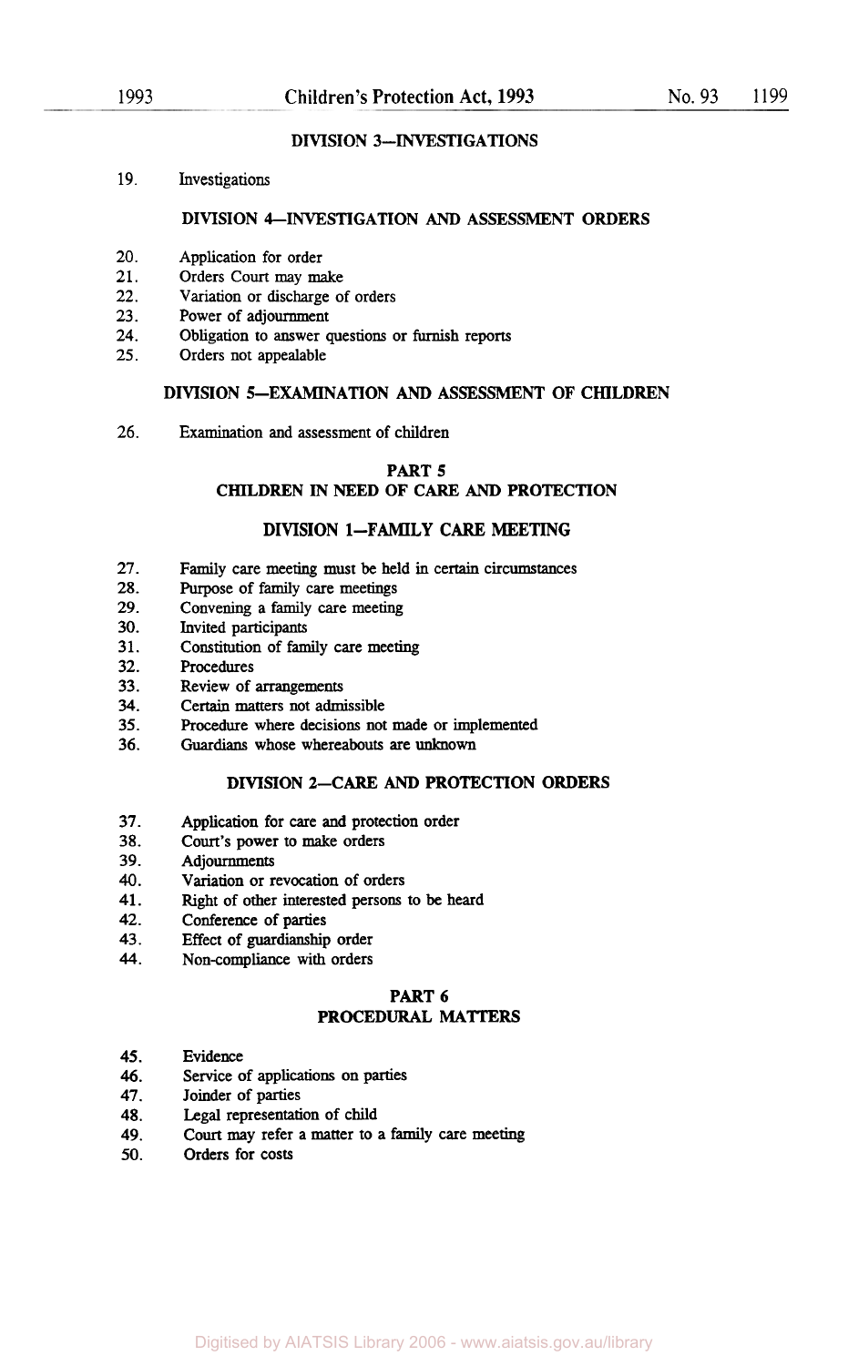### DIVISION 3—INVESTIGATIONS

19. Investigations

### DIVISION 4—INVESTIGATION AND ASSESSMENT ORDERS

20. Application for order
21. Orders Court may make
22. Variation or discharge of orders
23. Power of adjournment
24. Obligation to answer questions or furnish reports
25. Orders not appealable

### DIVISION 5—EXAMINATION AND ASSESSMENT OF CHILDREN

26. Examination and assessment of children

## PART 5
## CHILDREN IN NEED OF CARE AND PROTECTION

### DIVISION 1—FAMILY CARE MEETING

27. Family care meeting must be held in certain circumstances
28. Purpose of family care meetings
29. Convening a family care meeting
30. Invited participants
31. Constitution of family care meeting
32. Procedures
33. Review of arrangements
34. Certain matters not admissible
35. Procedure where decisions not made or implemented
36. Guardians whose whereabouts are unknown

### DIVISION 2—CARE AND PROTECTION ORDERS

37. Application for care and protection order
38. Court's power to make orders
39. Adjournments
40. Variation or revocation of orders
41. Right of other interested persons to be heard
42. Conference of parties
43. Effect of guardianship order
44. Non-compliance with orders

## PART 6
## PROCEDURAL MATTERS

45. Evidence
46. Service of applications on parties
47. Joinder of parties
48. Legal representation of child
49. Court may refer a matter to a family care meeting
50. Orders for costs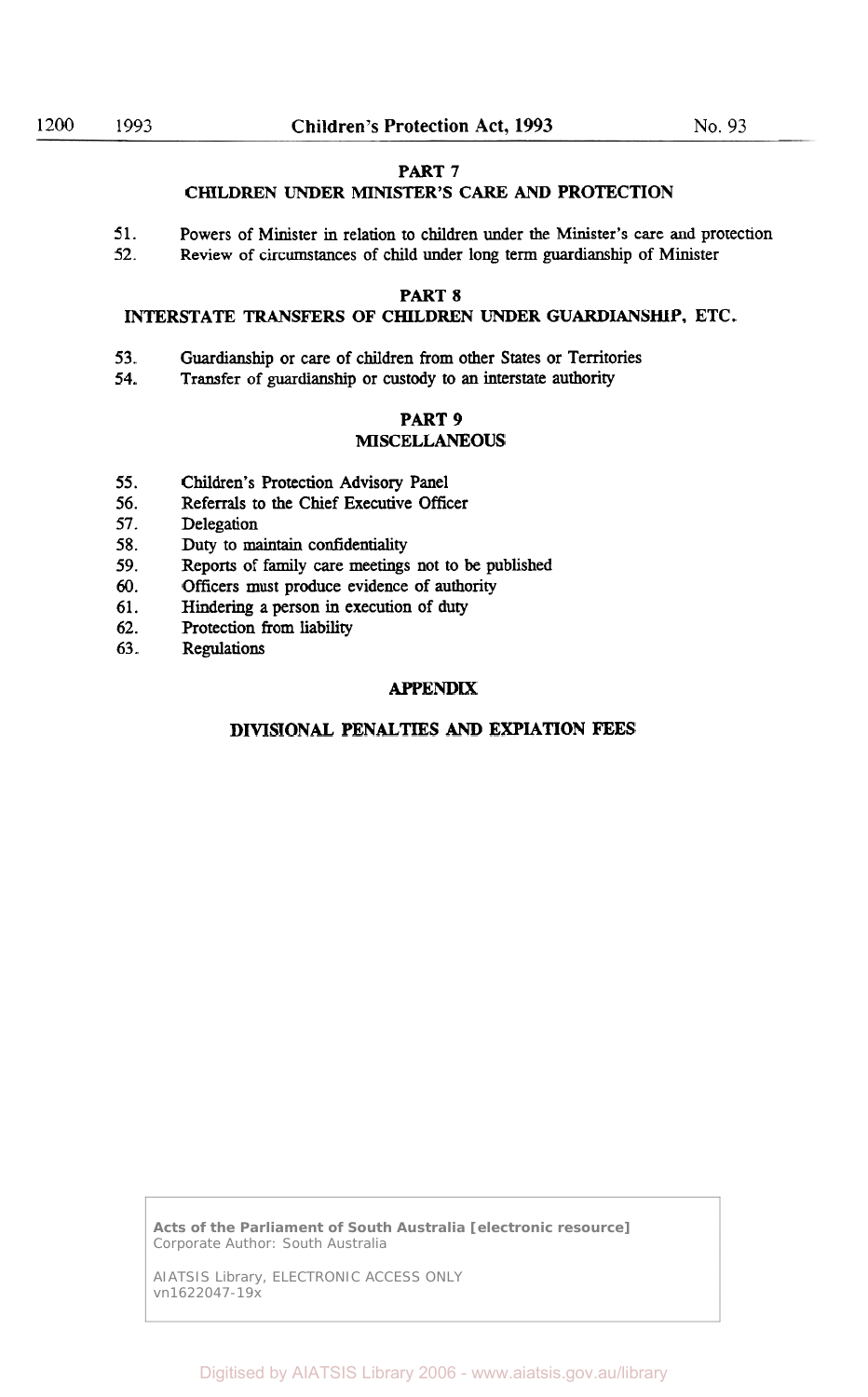## PART 7
## CHILDREN UNDER MINISTER'S CARE AND PROTECTION

51. Powers of Minister in relation to children under the Minister's care and protection
52. Review of circumstances of child under long term guardianship of Minister

## PART 8
## INTERSTATE TRANSFERS OF CHILDREN UNDER GUARDIANSHIP, ETC.

53. Guardianship or care of children from other States or Territories
54. Transfer of guardianship or custody to an interstate authority

## PART 9
## MISCELLANEOUS

55. Children's Protection Advisory Panel
56. Referrals to the Chief Executive Officer
57. Delegation
58. Duty to maintain confidentiality
59. Reports of family care meetings not to be published
60. Officers must produce evidence of authority
61. Hindering a person in execution of duty
62. Protection from liability
63. Regulations

## APPENDIX

## DIVISIONAL PENALTIES AND EXPIATION FEES

**Acts of the Parliament of South Australia [electronic resource]**
Corporate Author: South Australia

AIATSIS Library, ELECTRONIC ACCESS ONLY
vn1622047-19x

Digitised by AIATSIS Library 2006 - www.aiatsis.gov.au/library